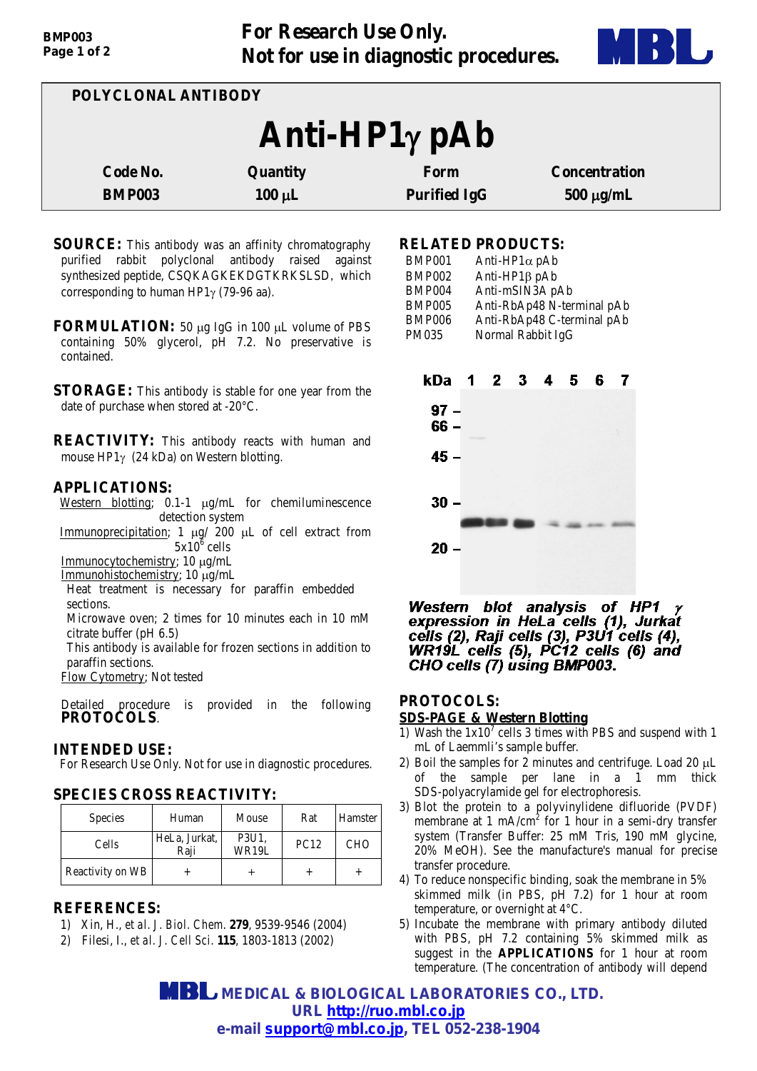For Research Use Only.
Not for use in diagnostic procedures.

**POLYCLONAL ANTIBODY**

# Anti-HP1γ pAb

| Code No. | Quantity | Form | Concentration |
|---|---|---|---|
| BMP003 | 100 μL | Purified IgG | 500 μg/mL |

**SOURCE:** This antibody was an affinity chromatography purified rabbit polyclonal antibody raised against synthesized peptide, CSQKAGKEKDGTKRKSLSD, which corresponding to human HP1γ (79-96 aa).

**FORMULATION:** 50 μg IgG in 100 μL volume of PBS containing 50% glycerol, pH 7.2. No preservative is contained.

**STORAGE:** This antibody is stable for one year from the date of purchase when stored at -20°C.

**REACTIVITY:** This antibody reacts with human and mouse HP1γ (24 kDa) on Western blotting.

**APPLICATIONS:**

Western blotting; 0.1-1 μg/mL for chemiluminescence detection system

Immunoprecipitation; 1 μg/ 200 μL of cell extract from $5x10^6$ cells

Immunocytochemistry; 10 μg/mL

Immunohistochemistry; 10 μg/mL

Heat treatment is necessary for paraffin embedded sections.

Microwave oven; 2 times for 10 minutes each in 10 mM citrate buffer (pH 6.5)

This antibody is available for frozen sections in addition to paraffin sections.

Flow Cytometry; Not tested

Detailed procedure is provided in the following **PROTOCOLS**.

**INTENDED USE:**
For Research Use Only. Not for use in diagnostic procedures.

**SPECIES CROSS REACTIVITY:**

| Species | Human | Mouse | Rat | Hamster |
|---|---|---|---|---|
| Cells | HeLa, Jurkat, Raji | P3U1, WR19L | PC12 | CHO |
| Reactivity on WB | + | + | + | + |

**REFERENCES:**

1) Xin, H., *et al. J. Biol. Chem.* **279**, 9539-9546 (2004)
2) Filesi, I., *et al. J. Cell Sci.* **115**, 1803-1813 (2002)

**RELATED PRODUCTS:**

| | |
|---|---|
| BMP001 | Anti-HP1α pAb |
| BMP002 | Anti-HP1β pAb |
| BMP004 | Anti-mSIN3A pAb |
| BMP005 | Anti-RbAp48 N-terminal pAb |
| BMP006 | Anti-RbAp48 C-terminal pAb |
| PM035 | Normal Rabbit IgG |

***Western blot analysis of HP1 γ expression in HeLa cells (1), Jurkat cells (2), Raji cells (3), P3U1 cells (4), WR19L cells (5), PC12 cells (6) and CHO cells (7) using BMP003.***

**PROTOCOLS:**

**SDS-PAGE & Western Blotting**

1) Wash the $1x10^7$ cells 3 times with PBS and suspend with 1 mL of Laemmli's sample buffer.
2) Boil the samples for 2 minutes and centrifuge. Load 20 μL of the sample per lane in a 1 mm thick SDS-polyacrylamide gel for electrophoresis.
3) Blot the protein to a polyvinylidene difluoride (PVDF) membrane at 1 mA/$cm^2$ for 1 hour in a semi-dry transfer system (Transfer Buffer: 25 mM Tris, 190 mM glycine, 20% MeOH). See the manufacture's manual for precise transfer procedure.
4) To reduce nonspecific binding, soak the membrane in 5% skimmed milk (in PBS, pH 7.2) for 1 hour at room temperature, or overnight at 4°C.
5) Incubate the membrane with primary antibody diluted with PBS, pH 7.2 containing 5% skimmed milk as suggest in the **APPLICATIONS** for 1 hour at room temperature. (The concentration of antibody will depend

**MEDICAL & BIOLOGICAL LABORATORIES CO., LTD.**
URL http://ruo.mbl.co.jp
e-mail support@mbl.co.jp, TEL 052-238-1904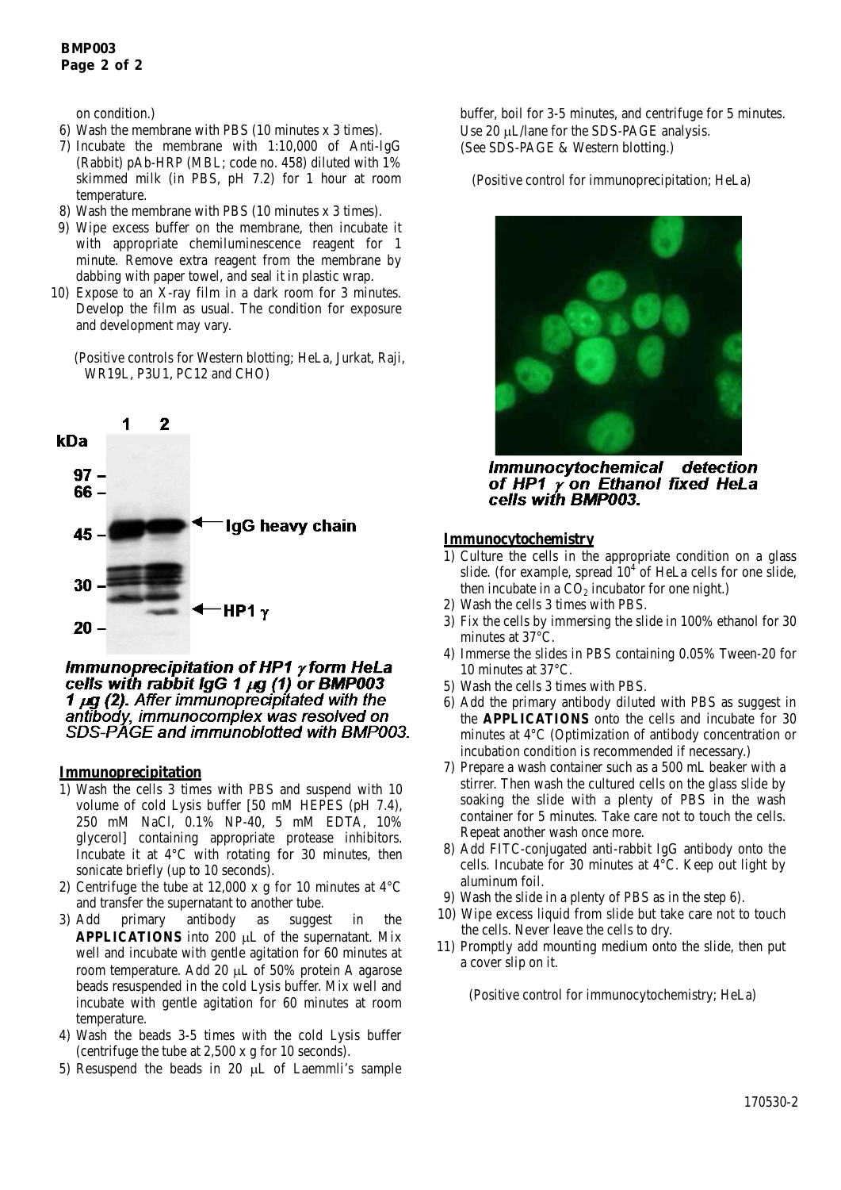on condition.)

6) Wash the membrane with PBS (10 minutes x 3 times).
7) Incubate the membrane with 1:10,000 of Anti-IgG (Rabbit) pAb-HRP (MBL; code no. 458) diluted with 1% skimmed milk (in PBS, pH 7.2) for 1 hour at room temperature.
8) Wash the membrane with PBS (10 minutes x 3 times).
9) Wipe excess buffer on the membrane, then incubate it with appropriate chemiluminescence reagent for 1 minute. Remove extra reagent from the membrane by dabbing with paper towel, and seal it in plastic wrap.
10) Expose to an X-ray film in a dark room for 3 minutes. Develop the film as usual. The condition for exposure and development may vary.

(Positive controls for Western blotting; HeLa, Jurkat, Raji, WR19L, P3U1, PC12 and CHO)

1 2
kDa
97 –
66 –
45 –
30 –
20 –
IgG heavy chain
HP1 γ

***Immunoprecipitation of HP1 γ form HeLa cells with rabbit IgG 1 μg (1) or BMP003 1 μg (2).*** *After immunoprecipitated with the antibody, immunocomplex was resolved on SDS-PAGE and immunoblotted with BMP003.*

## Immunoprecipitation

1) Wash the cells 3 times with PBS and suspend with 10 volume of cold Lysis buffer [50 mM HEPES (pH 7.4), 250 mM NaCl, 0.1% NP-40, 5 mM EDTA, 10% glycerol] containing appropriate protease inhibitors. Incubate it at 4°C with rotating for 30 minutes, then sonicate briefly (up to 10 seconds).
2) Centrifuge the tube at 12,000 x g for 10 minutes at 4°C and transfer the supernatant to another tube.
3) Add primary antibody as suggest in the **APPLICATIONS** into 200 μL of the supernatant. Mix well and incubate with gentle agitation for 60 minutes at room temperature. Add 20 μL of 50% protein A agarose beads resuspended in the cold Lysis buffer. Mix well and incubate with gentle agitation for 60 minutes at room temperature.
4) Wash the beads 3-5 times with the cold Lysis buffer (centrifuge the tube at 2,500 x g for 10 seconds).
5) Resuspend the beads in 20 μL of Laemmli's sample buffer, boil for 3-5 minutes, and centrifuge for 5 minutes. Use 20 μL/lane for the SDS-PAGE analysis. (See SDS-PAGE & Western blotting.)

(Positive control for immunoprecipitation; HeLa)

***Immunocytochemical detection of HP1 γ on Ethanol fixed HeLa cells with BMP003.***

## Immunocytochemistry

1) Culture the cells in the appropriate condition on a glass slide. (for example, spread $10^4$ of HeLa cells for one slide, then incubate in a $CO_2$ incubator for one night.)
2) Wash the cells 3 times with PBS.
3) Fix the cells by immersing the slide in 100% ethanol for 30 minutes at 37°C.
4) Immerse the slides in PBS containing 0.05% Tween-20 for 10 minutes at 37°C.
5) Wash the cells 3 times with PBS.
6) Add the primary antibody diluted with PBS as suggest in the **APPLICATIONS** onto the cells and incubate for 30 minutes at 4°C (Optimization of antibody concentration or incubation condition is recommended if necessary.)
7) Prepare a wash container such as a 500 mL beaker with a stirrer. Then wash the cultured cells on the glass slide by soaking the slide with a plenty of PBS in the wash container for 5 minutes. Take care not to touch the cells. Repeat another wash once more.
8) Add FITC-conjugated anti-rabbit IgG antibody onto the cells. Incubate for 30 minutes at 4°C. Keep out light by aluminum foil.
9) Wash the slide in a plenty of PBS as in the step 6).
10) Wipe excess liquid from slide but take care not to touch the cells. Never leave the cells to dry.
11) Promptly add mounting medium onto the slide, then put a cover slip on it.

(Positive control for immunocytochemistry; HeLa)

170530-2